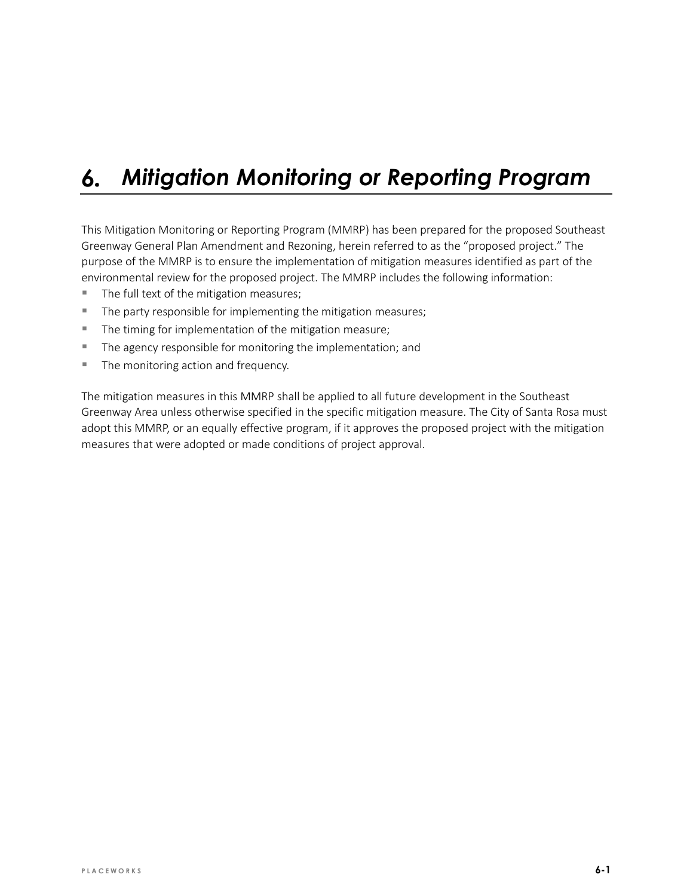# 6. Mitigation Monitoring or Reporting Program

This Mitigation Monitoring or Reporting Program (MMRP) has been prepared for the proposed Southeast Greenway General Plan Amendment and Rezoning, herein referred to as the "proposed project." The purpose of the MMRP is to ensure the implementation of mitigation measures identified as part of the environmental review for the proposed project. The MMRP includes the following information:

- The full text of the mitigation measures;
- The party responsible for implementing the mitigation measures;
- The timing for implementation of the mitigation measure;
- The agency responsible for monitoring the implementation; and
- The monitoring action and frequency.

The mitigation measures in this MMRP shall be applied to all future development in the Southeast Greenway Area unless otherwise specified in the specific mitigation measure. The City of Santa Rosa must adopt this MMRP, or an equally effective program, if it approves the proposed project with the mitigation measures that were adopted or made conditions of project approval.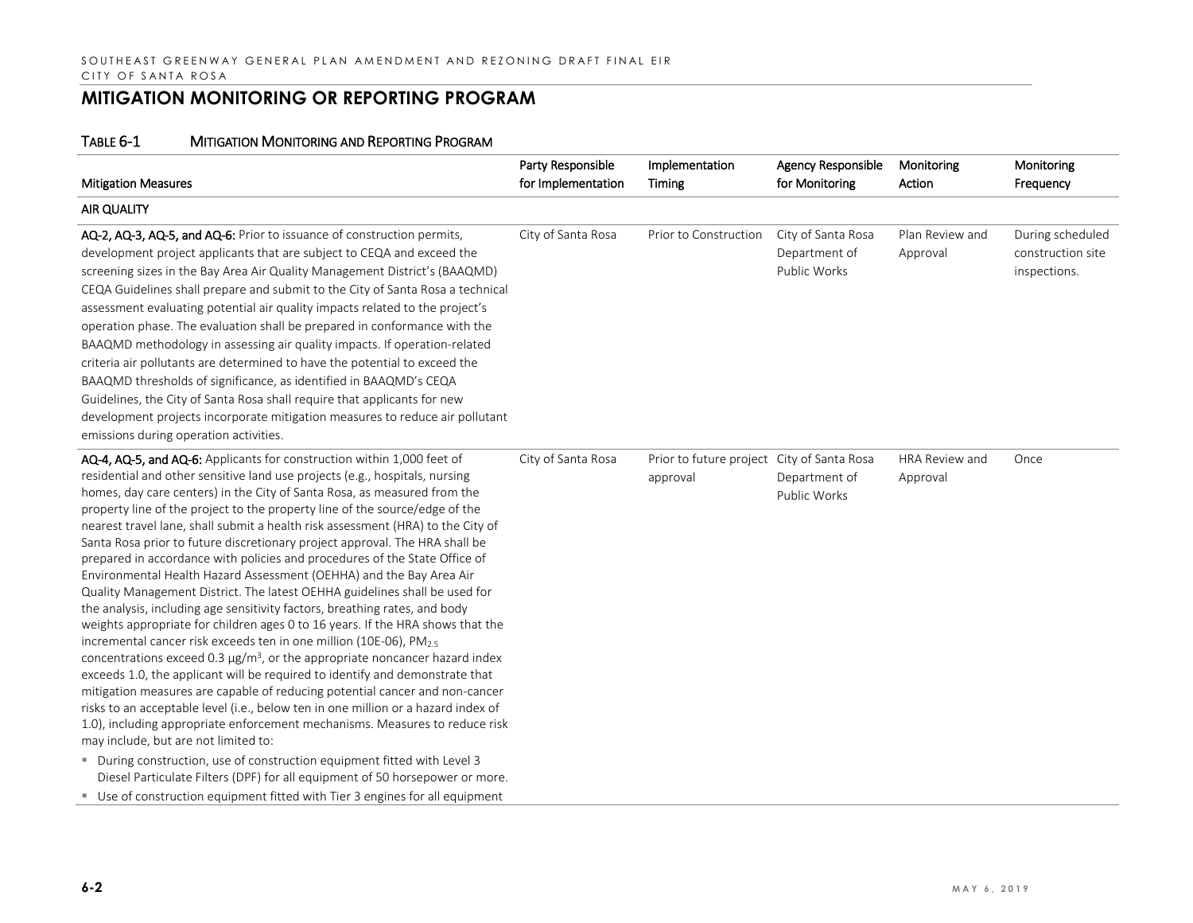## MITIGATION MONITORING OR REPORTING PROGRAM

TABLE 6-1 MITIGATION MONITORING AND REPORTING PROGRAM

| Mitigation Measures | Party Responsible for Implementation | Implementation Timing | Agency Responsible for Monitoring | Monitoring Action | Monitoring Frequency |
|---|---|---|---|---|---|
| **AIR QUALITY** | | | | | |
| **AQ-2, AQ-3, AQ-5, and AQ-6:** Prior to issuance of construction permits, development project applicants that are subject to CEQA and exceed the screening sizes in the Bay Area Air Quality Management District's (BAAQMD) CEQA Guidelines shall prepare and submit to the City of Santa Rosa a technical assessment evaluating potential air quality impacts related to the project's operation phase. The evaluation shall be prepared in conformance with the BAAQMD methodology in assessing air quality impacts. If operation-related criteria air pollutants are determined to have the potential to exceed the BAAQMD thresholds of significance, as identified in BAAQMD's CEQA Guidelines, the City of Santa Rosa shall require that applicants for new development projects incorporate mitigation measures to reduce air pollutant emissions during operation activities. | City of Santa Rosa | Prior to Construction | City of Santa Rosa Department of Public Works | Plan Review and Approval | During scheduled construction site inspections. |
| **AQ-4, AQ-5, and AQ-6:** Applicants for construction within 1,000 feet of residential and other sensitive land use projects (e.g., hospitals, nursing homes, day care centers) in the City of Santa Rosa, as measured from the property line of the project to the property line of the source/edge of the nearest travel lane, shall submit a health risk assessment (HRA) to the City of Santa Rosa prior to future discretionary project approval. The HRA shall be prepared in accordance with policies and procedures of the State Office of Environmental Health Hazard Assessment (OEHHA) and the Bay Area Air Quality Management District. The latest OEHHA guidelines shall be used for the analysis, including age sensitivity factors, breathing rates, and body weights appropriate for children ages 0 to 16 years. If the HRA shows that the incremental cancer risk exceeds ten in one million (10E-06), $PM_{2.5}$ concentrations exceed 0.3 μg/m$^3$, or the appropriate noncancer hazard index exceeds 1.0, the applicant will be required to identify and demonstrate that mitigation measures are capable of reducing potential cancer and non-cancer risks to an acceptable level (i.e., below ten in one million or a hazard index of 1.0), including appropriate enforcement mechanisms. Measures to reduce risk may include, but are not limited to:<br>▪ During construction, use of construction equipment fitted with Level 3 Diesel Particulate Filters (DPF) for all equipment of 50 horsepower or more.<br>▪ Use of construction equipment fitted with Tier 3 engines for all equipment | City of Santa Rosa | Prior to future project approval | City of Santa Rosa Department of Public Works | HRA Review and Approval | Once |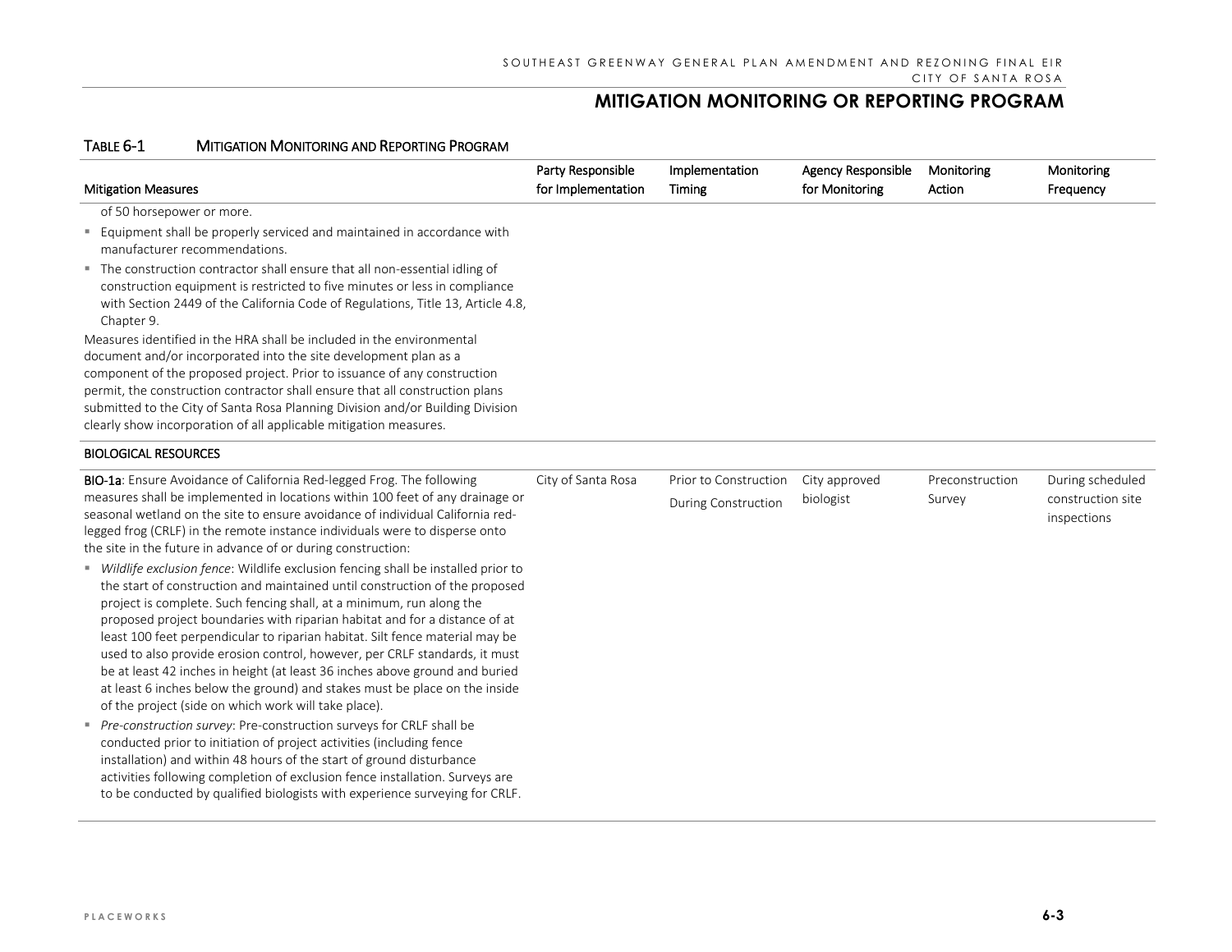# MITIGATION MONITORING OR REPORTING PROGRAM

TABLE 6-1 MITIGATION MONITORING AND REPORTING PROGRAM

| Mitigation Measures | Party Responsible for Implementation | Implementation Timing | Agency Responsible for Monitoring | Monitoring Action | Monitoring Frequency |
|---|---|---|---|---|---|
| of 50 horsepower or more.<br>▪ Equipment shall be properly serviced and maintained in accordance with manufacturer recommendations.<br>▪ The construction contractor shall ensure that all non-essential idling of construction equipment is restricted to five minutes or less in compliance with Section 2449 of the California Code of Regulations, Title 13, Article 4.8, Chapter 9.<br>Measures identified in the HRA shall be included in the environmental document and/or incorporated into the site development plan as a component of the proposed project. Prior to issuance of any construction permit, the construction contractor shall ensure that all construction plans submitted to the City of Santa Rosa Planning Division and/or Building Division clearly show incorporation of all applicable mitigation measures. | | | | | |
| **BIOLOGICAL RESOURCES** | | | | | |
| **BIO-1a**: Ensure Avoidance of California Red-legged Frog. The following measures shall be implemented in locations within 100 feet of any drainage or seasonal wetland on the site to ensure avoidance of individual California red-legged frog (CRLF) in the remote instance individuals were to disperse onto the site in the future in advance of or during construction:<br>▪ *Wildlife exclusion fence*: Wildlife exclusion fencing shall be installed prior to the start of construction and maintained until construction of the proposed project is complete. Such fencing shall, at a minimum, run along the proposed project boundaries with riparian habitat and for a distance of at least 100 feet perpendicular to riparian habitat. Silt fence material may be used to also provide erosion control, however, per CRLF standards, it must be at least 42 inches in height (at least 36 inches above ground and buried at least 6 inches below the ground) and stakes must be place on the inside of the project (side on which work will take place).<br>▪ *Pre-construction survey*: Pre-construction surveys for CRLF shall be conducted prior to initiation of project activities (including fence installation) and within 48 hours of the start of ground disturbance activities following completion of exclusion fence installation. Surveys are to be conducted by qualified biologists with experience surveying for CRLF. | City of Santa Rosa | Prior to Construction<br>During Construction | City approved biologist | Preconstruction Survey | During scheduled construction site inspections |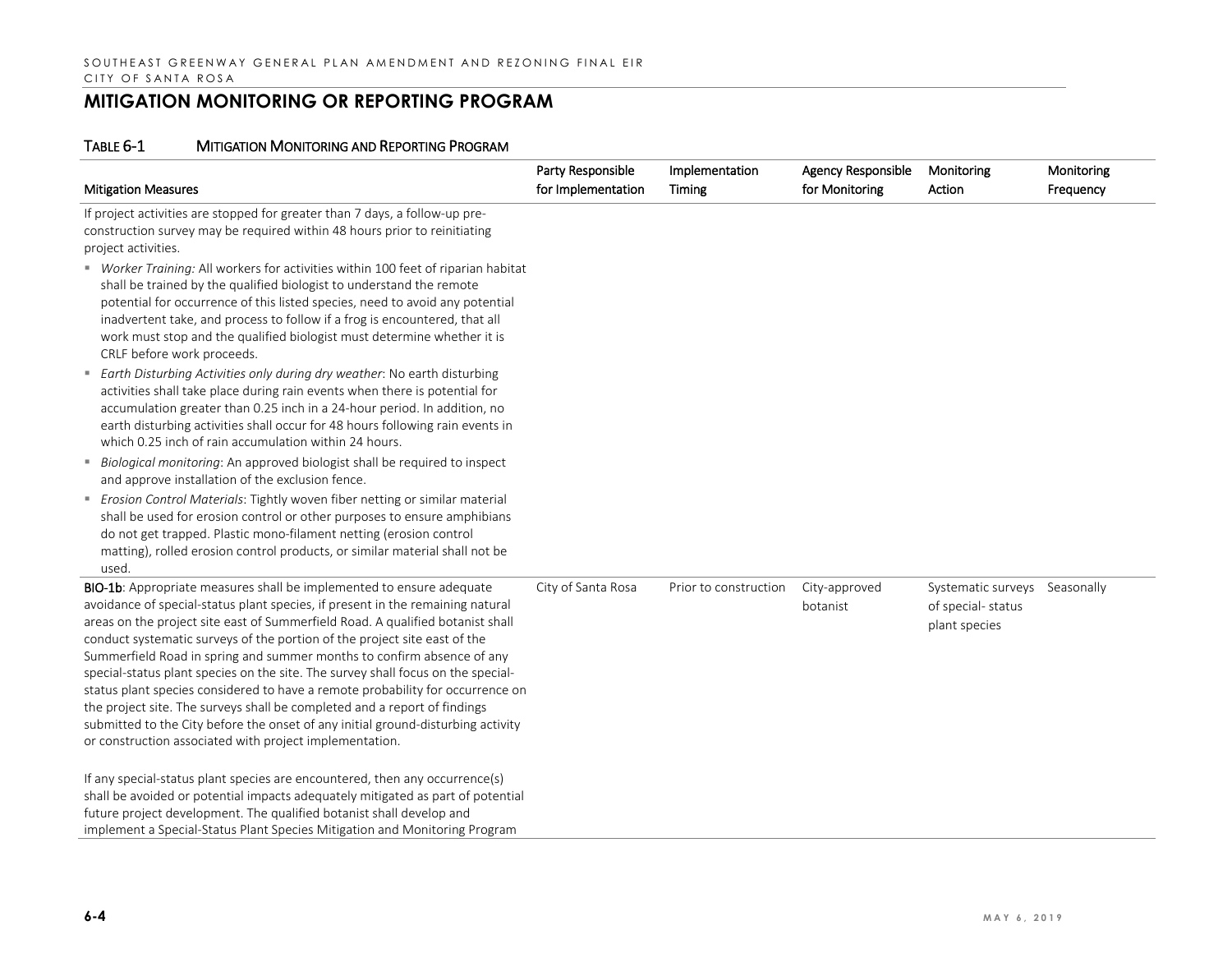## MITIGATION MONITORING OR REPORTING PROGRAM

TABLE 6-1 MITIGATION MONITORING AND REPORTING PROGRAM

| Mitigation Measures | Party Responsible for Implementation | Implementation Timing | Agency Responsible for Monitoring | Monitoring Action | Monitoring Frequency |
|---|---|---|---|---|---|
| If project activities are stopped for greater than 7 days, a follow-up pre-construction survey may be required within 48 hours prior to reinitiating project activities.<br>▪ *Worker Training:* All workers for activities within 100 feet of riparian habitat shall be trained by the qualified biologist to understand the remote potential for occurrence of this listed species, need to avoid any potential inadvertent take, and process to follow if a frog is encountered, that all work must stop and the qualified biologist must determine whether it is CRLF before work proceeds.<br>▪ *Earth Disturbing Activities only during dry weather*: No earth disturbing activities shall take place during rain events when there is potential for accumulation greater than 0.25 inch in a 24-hour period. In addition, no earth disturbing activities shall occur for 48 hours following rain events in which 0.25 inch of rain accumulation within 24 hours.<br>▪ *Biological monitoring*: An approved biologist shall be required to inspect and approve installation of the exclusion fence.<br>▪ *Erosion Control Materials*: Tightly woven fiber netting or similar material shall be used for erosion control or other purposes to ensure amphibians do not get trapped. Plastic mono-filament netting (erosion control matting), rolled erosion control products, or similar material shall not be used. | | | | | |
| **BIO-1b**: Appropriate measures shall be implemented to ensure adequate avoidance of special-status plant species, if present in the remaining natural areas on the project site east of Summerfield Road. A qualified botanist shall conduct systematic surveys of the portion of the project site east of the Summerfield Road in spring and summer months to confirm absence of any special-status plant species on the site. The survey shall focus on the special-status plant species considered to have a remote probability for occurrence on the project site. The surveys shall be completed and a report of findings submitted to the City before the onset of any initial ground-disturbing activity or construction associated with project implementation.<br><br>If any special-status plant species are encountered, then any occurrence(s) shall be avoided or potential impacts adequately mitigated as part of potential future project development. The qualified botanist shall develop and implement a Special-Status Plant Species Mitigation and Monitoring Program | City of Santa Rosa | Prior to construction | City-approved botanist | Systematic surveys of special- status plant species | Seasonally |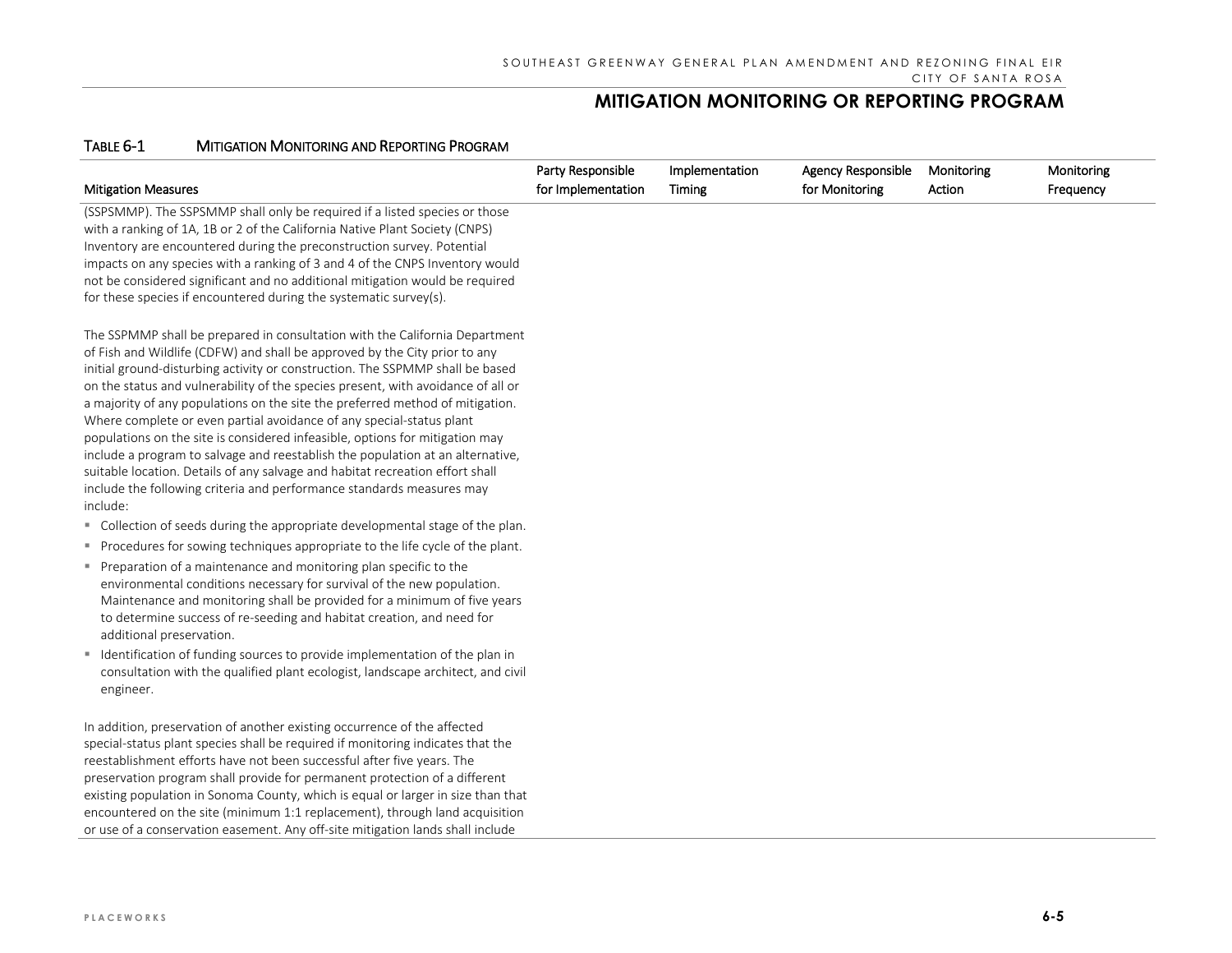## MITIGATION MONITORING OR REPORTING PROGRAM

### TABLE 6-1 MITIGATION MONITORING AND REPORTING PROGRAM

| Mitigation Measures | Party Responsible for Implementation | Implementation Timing | Agency Responsible for Monitoring | Monitoring Action | Monitoring Frequency |
|---|---|---|---|---|---|
| (SSPSMMP). The SSPSMMP shall only be required if a listed species or those with a ranking of 1A, 1B or 2 of the California Native Plant Society (CNPS) Inventory are encountered during the preconstruction survey. Potential impacts on any species with a ranking of 3 and 4 of the CNPS Inventory would not be considered significant and no additional mitigation would be required for these species if encountered during the systematic survey(s).<br><br>The SSPMMP shall be prepared in consultation with the California Department of Fish and Wildlife (CDFW) and shall be approved by the City prior to any initial ground-disturbing activity or construction. The SSPMMP shall be based on the status and vulnerability of the species present, with avoidance of all or a majority of any populations on the site the preferred method of mitigation. Where complete or even partial avoidance of any special-status plant populations on the site is considered infeasible, options for mitigation may include a program to salvage and reestablish the population at an alternative, suitable location. Details of any salvage and habitat recreation effort shall include the following criteria and performance standards measures may include:<br>▪ Collection of seeds during the appropriate developmental stage of the plan.<br>▪ Procedures for sowing techniques appropriate to the life cycle of the plant.<br>▪ Preparation of a maintenance and monitoring plan specific to the environmental conditions necessary for survival of the new population. Maintenance and monitoring shall be provided for a minimum of five years to determine success of re-seeding and habitat creation, and need for additional preservation.<br>▪ Identification of funding sources to provide implementation of the plan in consultation with the qualified plant ecologist, landscape architect, and civil engineer.<br><br>In addition, preservation of another existing occurrence of the affected special-status plant species shall be required if monitoring indicates that the reestablishment efforts have not been successful after five years. The preservation program shall provide for permanent protection of a different existing population in Sonoma County, which is equal or larger in size than that encountered on the site (minimum 1:1 replacement), through land acquisition or use of a conservation easement. Any off-site mitigation lands shall include | | | | | |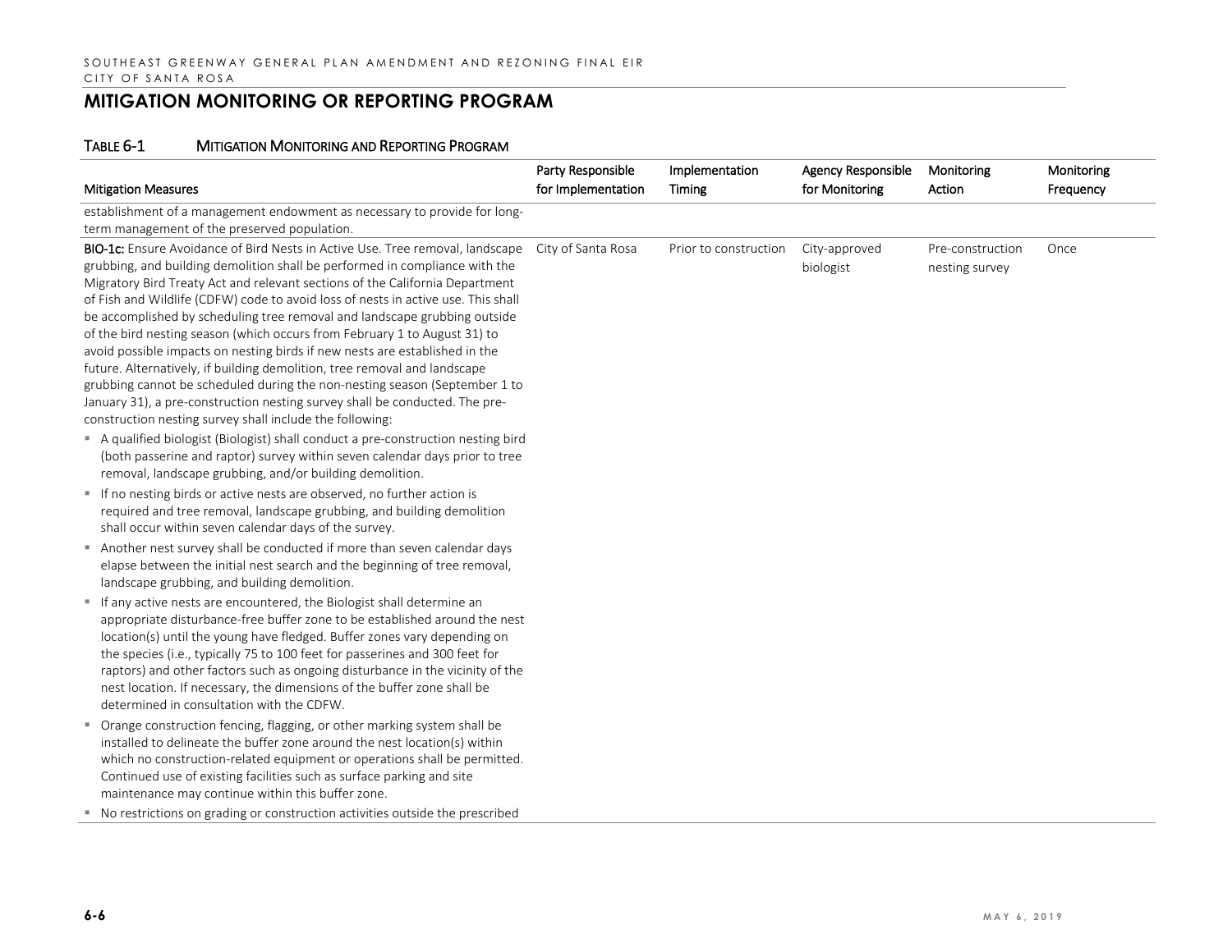## MITIGATION MONITORING OR REPORTING PROGRAM

TABLE 6-1 MITIGATION MONITORING AND REPORTING PROGRAM

| Mitigation Measures | Party Responsible for Implementation | Implementation Timing | Agency Responsible for Monitoring | Monitoring Action | Monitoring Frequency |
|---|---|---|---|---|---|
| establishment of a management endowment as necessary to provide for long-term management of the preserved population. | | | | | |
| **BIO-1c:** Ensure Avoidance of Bird Nests in Active Use. Tree removal, landscape grubbing, and building demolition shall be performed in compliance with the Migratory Bird Treaty Act and relevant sections of the California Department of Fish and Wildlife (CDFW) code to avoid loss of nests in active use. This shall be accomplished by scheduling tree removal and landscape grubbing outside of the bird nesting season (which occurs from February 1 to August 31) to avoid possible impacts on nesting birds if new nests are established in the future. Alternatively, if building demolition, tree removal and landscape grubbing cannot be scheduled during the non-nesting season (September 1 to January 31), a pre-construction nesting survey shall be conducted. The pre-construction nesting survey shall include the following:<br>▪ A qualified biologist (Biologist) shall conduct a pre-construction nesting bird (both passerine and raptor) survey within seven calendar days prior to tree removal, landscape grubbing, and/or building demolition.<br>▪ If no nesting birds or active nests are observed, no further action is required and tree removal, landscape grubbing, and building demolition shall occur within seven calendar days of the survey.<br>▪ Another nest survey shall be conducted if more than seven calendar days elapse between the initial nest search and the beginning of tree removal, landscape grubbing, and building demolition.<br>▪ If any active nests are encountered, the Biologist shall determine an appropriate disturbance-free buffer zone to be established around the nest location(s) until the young have fledged. Buffer zones vary depending on the species (i.e., typically 75 to 100 feet for passerines and 300 feet for raptors) and other factors such as ongoing disturbance in the vicinity of the nest location. If necessary, the dimensions of the buffer zone shall be determined in consultation with the CDFW.<br>▪ Orange construction fencing, flagging, or other marking system shall be installed to delineate the buffer zone around the nest location(s) within which no construction-related equipment or operations shall be permitted. Continued use of existing facilities such as surface parking and site maintenance may continue within this buffer zone.<br>▪ No restrictions on grading or construction activities outside the prescribed | City of Santa Rosa | Prior to construction | City-approved biologist | Pre-construction nesting survey | Once |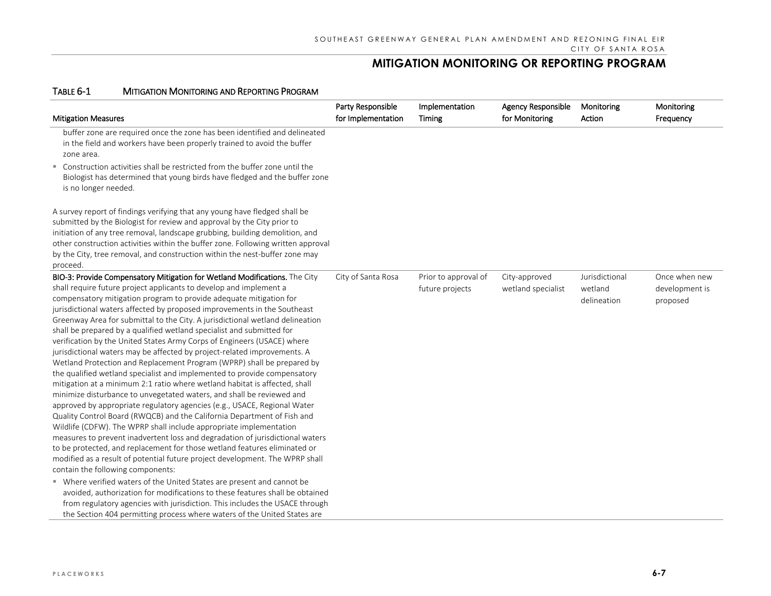## MITIGATION MONITORING OR REPORTING PROGRAM

**TABLE 6-1 MITIGATION MONITORING AND REPORTING PROGRAM**

| Mitigation Measures | Party Responsible for Implementation | Implementation Timing | Agency Responsible for Monitoring | Monitoring Action | Monitoring Frequency |
|---|---|---|---|---|---|
| buffer zone are required once the zone has been identified and delineated in the field and workers have been properly trained to avoid the buffer zone area.<br>▪ Construction activities shall be restricted from the buffer zone until the Biologist has determined that young birds have fledged and the buffer zone is no longer needed.<br><br>A survey report of findings verifying that any young have fledged shall be submitted by the Biologist for review and approval by the City prior to initiation of any tree removal, landscape grubbing, building demolition, and other construction activities within the buffer zone. Following written approval by the City, tree removal, and construction within the nest-buffer zone may proceed. | | | | | |
| **BIO-3: Provide Compensatory Mitigation for Wetland Modifications.** The City shall require future project applicants to develop and implement a compensatory mitigation program to provide adequate mitigation for jurisdictional waters affected by proposed improvements in the Southeast Greenway Area for submittal to the City. A jurisdictional wetland delineation shall be prepared by a qualified wetland specialist and submitted for verification by the United States Army Corps of Engineers (USACE) where jurisdictional waters may be affected by project-related improvements. A Wetland Protection and Replacement Program (WPRP) shall be prepared by the qualified wetland specialist and implemented to provide compensatory mitigation at a minimum 2:1 ratio where wetland habitat is affected, shall minimize disturbance to unvegetated waters, and shall be reviewed and approved by appropriate regulatory agencies (e.g., USACE, Regional Water Quality Control Board (RWQCB) and the California Department of Fish and Wildlife (CDFW). The WPRP shall include appropriate implementation measures to prevent inadvertent loss and degradation of jurisdictional waters to be protected, and replacement for those wetland features eliminated or modified as a result of potential future project development. The WPRP shall contain the following components:<br>▪ Where verified waters of the United States are present and cannot be avoided, authorization for modifications to these features shall be obtained from regulatory agencies with jurisdiction. This includes the USACE through the Section 404 permitting process where waters of the United States are | City of Santa Rosa | Prior to approval of future projects | City-approved wetland specialist | Jurisdictional wetland delineation | Once when new development is proposed |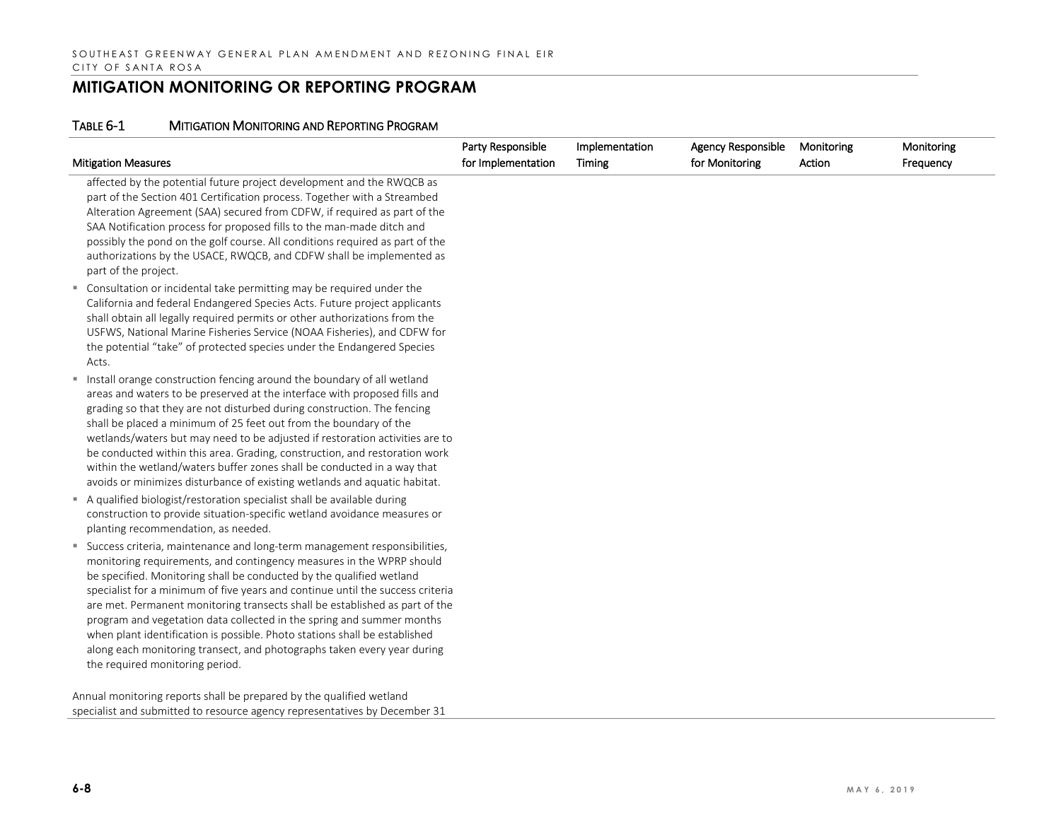# MITIGATION MONITORING OR REPORTING PROGRAM

TABLE 6-1 MITIGATION MONITORING AND REPORTING PROGRAM

| Mitigation Measures | Party Responsible for Implementation | Implementation Timing | Agency Responsible for Monitoring | Monitoring Action | Monitoring Frequency |
|---|---|---|---|---|---|
| affected by the potential future project development and the RWQCB as part of the Section 401 Certification process. Together with a Streambed Alteration Agreement (SAA) secured from CDFW, if required as part of the SAA Notification process for proposed fills to the man-made ditch and possibly the pond on the golf course. All conditions required as part of the authorizations by the USACE, RWQCB, and CDFW shall be implemented as part of the project.<br>▪ Consultation or incidental take permitting may be required under the California and federal Endangered Species Acts. Future project applicants shall obtain all legally required permits or other authorizations from the USFWS, National Marine Fisheries Service (NOAA Fisheries), and CDFW for the potential "take" of protected species under the Endangered Species Acts.<br>▪ Install orange construction fencing around the boundary of all wetland areas and waters to be preserved at the interface with proposed fills and grading so that they are not disturbed during construction. The fencing shall be placed a minimum of 25 feet out from the boundary of the wetlands/waters but may need to be adjusted if restoration activities are to be conducted within this area. Grading, construction, and restoration work within the wetland/waters buffer zones shall be conducted in a way that avoids or minimizes disturbance of existing wetlands and aquatic habitat.<br>▪ A qualified biologist/restoration specialist shall be available during construction to provide situation-specific wetland avoidance measures or planting recommendation, as needed.<br>▪ Success criteria, maintenance and long-term management responsibilities, monitoring requirements, and contingency measures in the WPRP should be specified. Monitoring shall be conducted by the qualified wetland specialist for a minimum of five years and continue until the success criteria are met. Permanent monitoring transects shall be established as part of the program and vegetation data collected in the spring and summer months when plant identification is possible. Photo stations shall be established along each monitoring transect, and photographs taken every year during the required monitoring period.<br><br>Annual monitoring reports shall be prepared by the qualified wetland specialist and submitted to resource agency representatives by December 31 | | | | | |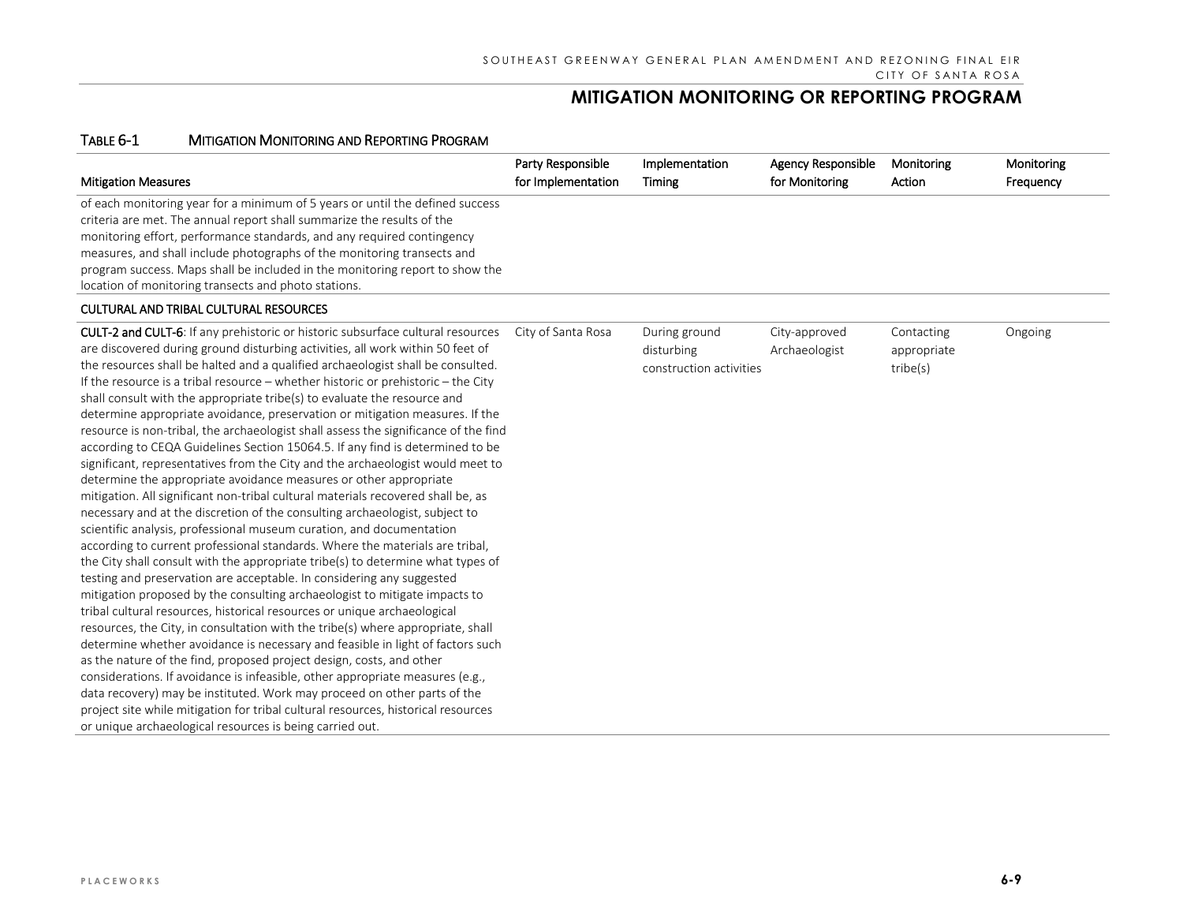## MITIGATION MONITORING OR REPORTING PROGRAM

TABLE 6-1 MITIGATION MONITORING AND REPORTING PROGRAM

| Mitigation Measures | Party Responsible for Implementation | Implementation Timing | Agency Responsible for Monitoring | Monitoring Action | Monitoring Frequency |
|---|---|---|---|---|---|
| of each monitoring year for a minimum of 5 years or until the defined success criteria are met. The annual report shall summarize the results of the monitoring effort, performance standards, and any required contingency measures, and shall include photographs of the monitoring transects and program success. Maps shall be included in the monitoring report to show the location of monitoring transects and photo stations. | | | | | |
| **CULTURAL AND TRIBAL CULTURAL RESOURCES** | | | | | |
| **CULT-2 and CULT-6**: If any prehistoric or historic subsurface cultural resources are discovered during ground disturbing activities, all work within 50 feet of the resources shall be halted and a qualified archaeologist shall be consulted. If the resource is a tribal resource – whether historic or prehistoric – the City shall consult with the appropriate tribe(s) to evaluate the resource and determine appropriate avoidance, preservation or mitigation measures. If the resource is non-tribal, the archaeologist shall assess the significance of the find according to CEQA Guidelines Section 15064.5. If any find is determined to be significant, representatives from the City and the archaeologist would meet to determine the appropriate avoidance measures or other appropriate mitigation. All significant non-tribal cultural materials recovered shall be, as necessary and at the discretion of the consulting archaeologist, subject to scientific analysis, professional museum curation, and documentation according to current professional standards. Where the materials are tribal, the City shall consult with the appropriate tribe(s) to determine what types of testing and preservation are acceptable. In considering any suggested mitigation proposed by the consulting archaeologist to mitigate impacts to tribal cultural resources, historical resources or unique archaeological resources, the City, in consultation with the tribe(s) where appropriate, shall determine whether avoidance is necessary and feasible in light of factors such as the nature of the find, proposed project design, costs, and other considerations. If avoidance is infeasible, other appropriate measures (e.g., data recovery) may be instituted. Work may proceed on other parts of the project site while mitigation for tribal cultural resources, historical resources or unique archaeological resources is being carried out. | City of Santa Rosa | During ground disturbing construction activities | City-approved Archaeologist | Contacting appropriate tribe(s) | Ongoing |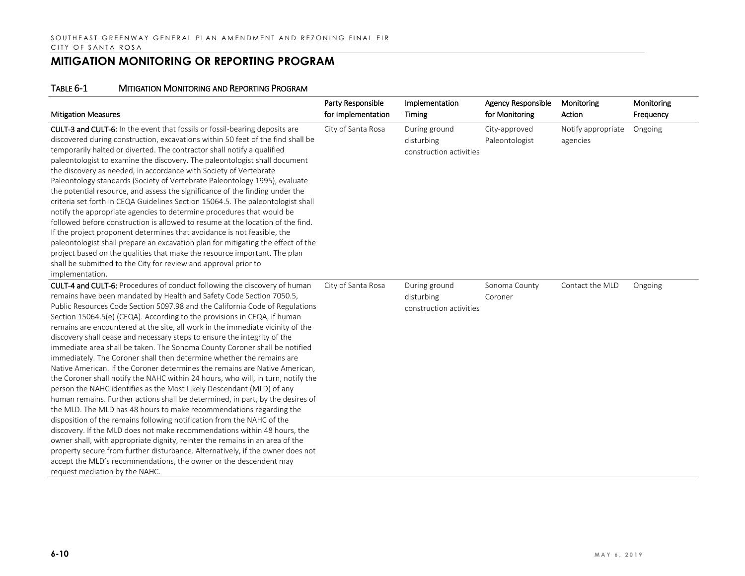## MITIGATION MONITORING OR REPORTING PROGRAM

### TABLE 6-1 MITIGATION MONITORING AND REPORTING PROGRAM

| Mitigation Measures | Party Responsible for Implementation | Implementation Timing | Agency Responsible for Monitoring | Monitoring Action | Monitoring Frequency |
|---|---|---|---|---|---|
| **CULT-3 and CULT-6**: In the event that fossils or fossil-bearing deposits are discovered during construction, excavations within 50 feet of the find shall be temporarily halted or diverted. The contractor shall notify a qualified paleontologist to examine the discovery. The paleontologist shall document the discovery as needed, in accordance with Society of Vertebrate Paleontology standards (Society of Vertebrate Paleontology 1995), evaluate the potential resource, and assess the significance of the finding under the criteria set forth in CEQA Guidelines Section 15064.5. The paleontologist shall notify the appropriate agencies to determine procedures that would be followed before construction is allowed to resume at the location of the find. If the project proponent determines that avoidance is not feasible, the paleontologist shall prepare an excavation plan for mitigating the effect of the project based on the qualities that make the resource important. The plan shall be submitted to the City for review and approval prior to implementation. | City of Santa Rosa | During ground disturbing construction activities | City-approved Paleontologist | Notify appropriate agencies | Ongoing |
| **CULT-4 and CULT-6:** Procedures of conduct following the discovery of human remains have been mandated by Health and Safety Code Section 7050.5, Public Resources Code Section 5097.98 and the California Code of Regulations Section 15064.5(e) (CEQA). According to the provisions in CEQA, if human remains are encountered at the site, all work in the immediate vicinity of the discovery shall cease and necessary steps to ensure the integrity of the immediate area shall be taken. The Sonoma County Coroner shall be notified immediately. The Coroner shall then determine whether the remains are Native American. If the Coroner determines the remains are Native American, the Coroner shall notify the NAHC within 24 hours, who will, in turn, notify the person the NAHC identifies as the Most Likely Descendant (MLD) of any human remains. Further actions shall be determined, in part, by the desires of the MLD. The MLD has 48 hours to make recommendations regarding the disposition of the remains following notification from the NAHC of the discovery. If the MLD does not make recommendations within 48 hours, the owner shall, with appropriate dignity, reinter the remains in an area of the property secure from further disturbance. Alternatively, if the owner does not accept the MLD's recommendations, the owner or the descendent may request mediation by the NAHC. | City of Santa Rosa | During ground disturbing construction activities | Sonoma County Coroner | Contact the MLD | Ongoing |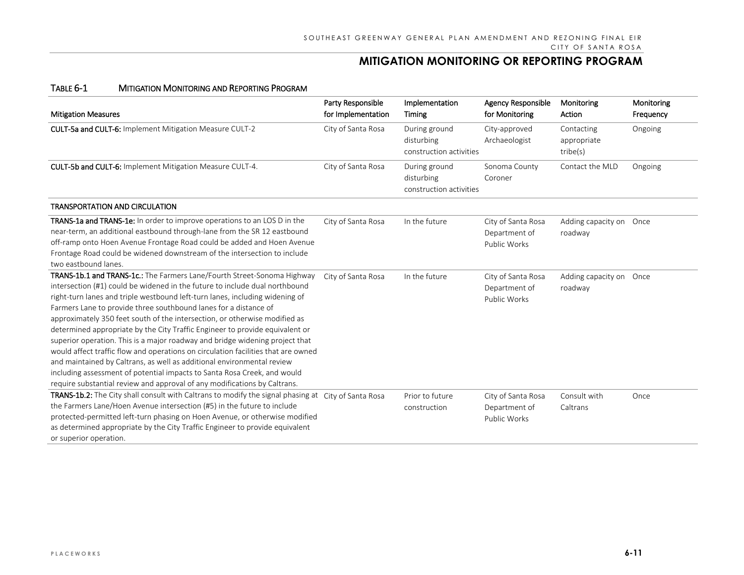## MITIGATION MONITORING OR REPORTING PROGRAM

TABLE 6-1 MITIGATION MONITORING AND REPORTING PROGRAM

| Mitigation Measures | Party Responsible for Implementation | Implementation Timing | Agency Responsible for Monitoring | Monitoring Action | Monitoring Frequency |
|---|---|---|---|---|---|
| **CULT-5a and CULT-6:** Implement Mitigation Measure CULT-2 | City of Santa Rosa | During ground disturbing construction activities | City-approved Archaeologist | Contacting appropriate tribe(s) | Ongoing |
| **CULT-5b and CULT-6:** Implement Mitigation Measure CULT-4. | City of Santa Rosa | During ground disturbing construction activities | Sonoma County Coroner | Contact the MLD | Ongoing |
| **TRANSPORTATION AND CIRCULATION** | | | | | |
| **TRANS-1a and TRANS-1e:** In order to improve operations to an LOS D in the near-term, an additional eastbound through-lane from the SR 12 eastbound off-ramp onto Hoen Avenue Frontage Road could be added and Hoen Avenue Frontage Road could be widened downstream of the intersection to include two eastbound lanes. | City of Santa Rosa | In the future | City of Santa Rosa Department of Public Works | Adding capacity on roadway | Once |
| **TRANS-1b.1 and TRANS-1c.:** The Farmers Lane/Fourth Street-Sonoma Highway intersection (#1) could be widened in the future to include dual northbound right-turn lanes and triple westbound left-turn lanes, including widening of Farmers Lane to provide three southbound lanes for a distance of approximately 350 feet south of the intersection, or otherwise modified as determined appropriate by the City Traffic Engineer to provide equivalent or superior operation. This is a major roadway and bridge widening project that would affect traffic flow and operations on circulation facilities that are owned and maintained by Caltrans, as well as additional environmental review including assessment of potential impacts to Santa Rosa Creek, and would require substantial review and approval of any modifications by Caltrans. | City of Santa Rosa | In the future | City of Santa Rosa Department of Public Works | Adding capacity on roadway | Once |
| **TRANS-1b.2:** The City shall consult with Caltrans to modify the signal phasing at the Farmers Lane/Hoen Avenue intersection (#5) in the future to include protected-permitted left-turn phasing on Hoen Avenue, or otherwise modified as determined appropriate by the City Traffic Engineer to provide equivalent or superior operation. | City of Santa Rosa | Prior to future construction | City of Santa Rosa Department of Public Works | Consult with Caltrans | Once |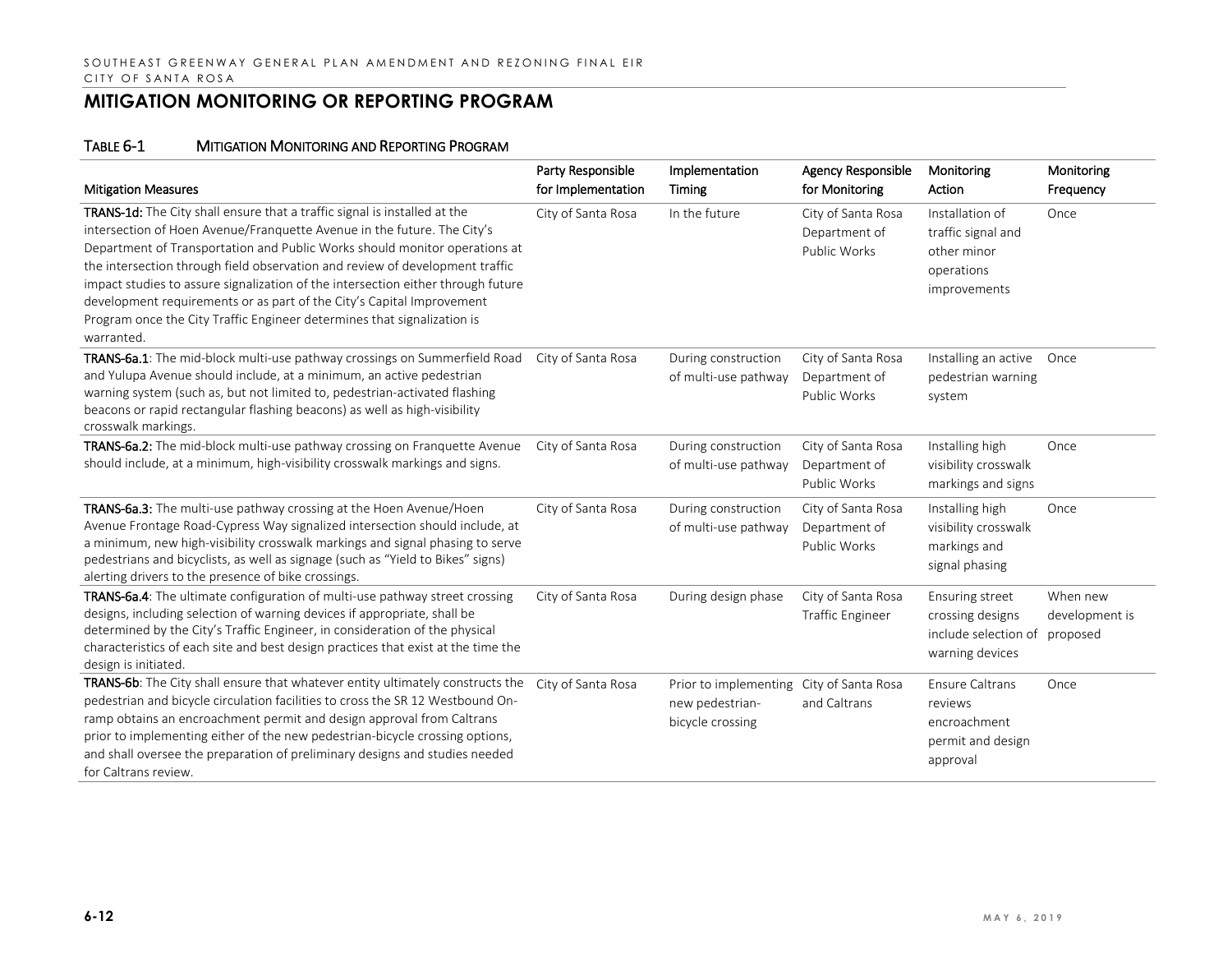## MITIGATION MONITORING OR REPORTING PROGRAM

### TABLE 6-1 MITIGATION MONITORING AND REPORTING PROGRAM

| Mitigation Measures | Party Responsible for Implementation | Implementation Timing | Agency Responsible for Monitoring | Monitoring Action | Monitoring Frequency |
|---|---|---|---|---|---|
| **TRANS-1d:** The City shall ensure that a traffic signal is installed at the intersection of Hoen Avenue/Franquette Avenue in the future. The City's Department of Transportation and Public Works should monitor operations at the intersection through field observation and review of development traffic impact studies to assure signalization of the intersection either through future development requirements or as part of the City's Capital Improvement Program once the City Traffic Engineer determines that signalization is warranted. | City of Santa Rosa | In the future | City of Santa Rosa Department of Public Works | Installation of traffic signal and other minor operations improvements | Once |
| **TRANS-6a.1**: The mid-block multi-use pathway crossings on Summerfield Road and Yulupa Avenue should include, at a minimum, an active pedestrian warning system (such as, but not limited to, pedestrian-activated flashing beacons or rapid rectangular flashing beacons) as well as high-visibility crosswalk markings. | City of Santa Rosa | During construction of multi-use pathway | City of Santa Rosa Department of Public Works | Installing an active pedestrian warning system | Once |
| **TRANS-6a.2:** The mid-block multi-use pathway crossing on Franquette Avenue should include, at a minimum, high-visibility crosswalk markings and signs. | City of Santa Rosa | During construction of multi-use pathway | City of Santa Rosa Department of Public Works | Installing high visibility crosswalk markings and signs | Once |
| **TRANS-6a.3:** The multi-use pathway crossing at the Hoen Avenue/Hoen Avenue Frontage Road-Cypress Way signalized intersection should include, at a minimum, new high-visibility crosswalk markings and signal phasing to serve pedestrians and bicyclists, as well as signage (such as "Yield to Bikes" signs) alerting drivers to the presence of bike crossings. | City of Santa Rosa | During construction of multi-use pathway | City of Santa Rosa Department of Public Works | Installing high visibility crosswalk markings and signal phasing | Once |
| **TRANS-6a.4**: The ultimate configuration of multi-use pathway street crossing designs, including selection of warning devices if appropriate, shall be determined by the City's Traffic Engineer, in consideration of the physical characteristics of each site and best design practices that exist at the time the design is initiated. | City of Santa Rosa | During design phase | City of Santa Rosa Traffic Engineer | Ensuring street crossing designs include selection of warning devices | When new development is proposed |
| **TRANS-6b**: The City shall ensure that whatever entity ultimately constructs the pedestrian and bicycle circulation facilities to cross the SR 12 Westbound On-ramp obtains an encroachment permit and design approval from Caltrans prior to implementing either of the new pedestrian-bicycle crossing options, and shall oversee the preparation of preliminary designs and studies needed for Caltrans review. | City of Santa Rosa | Prior to implementing new pedestrian-bicycle crossing | City of Santa Rosa and Caltrans | Ensure Caltrans reviews encroachment permit and design approval | Once |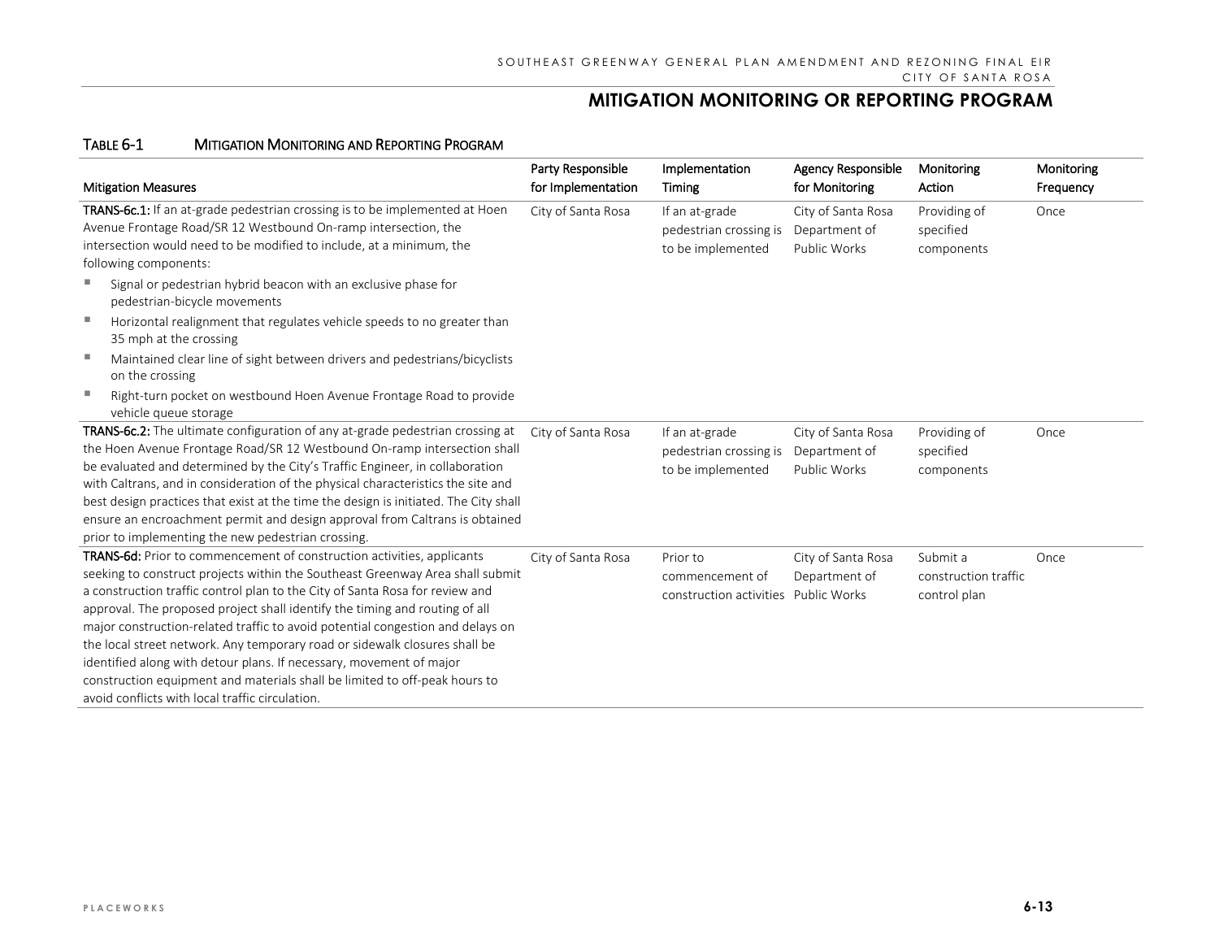## MITIGATION MONITORING OR REPORTING PROGRAM

**TABLE 6-1 MITIGATION MONITORING AND REPORTING PROGRAM**

| Mitigation Measures | Party Responsible for Implementation | Implementation Timing | Agency Responsible for Monitoring | Monitoring Action | Monitoring Frequency |
|---|---|---|---|---|---|
| **TRANS-6c.1:** If an at-grade pedestrian crossing is to be implemented at Hoen Avenue Frontage Road/SR 12 Westbound On-ramp intersection, the intersection would need to be modified to include, at a minimum, the following components: <br>▪ Signal or pedestrian hybrid beacon with an exclusive phase for pedestrian-bicycle movements <br>▪ Horizontal realignment that regulates vehicle speeds to no greater than 35 mph at the crossing <br>▪ Maintained clear line of sight between drivers and pedestrians/bicyclists on the crossing <br>▪ Right-turn pocket on westbound Hoen Avenue Frontage Road to provide vehicle queue storage | City of Santa Rosa | If an at-grade pedestrian crossing is to be implemented | City of Santa Rosa Department of Public Works | Providing of specified components | Once |
| **TRANS-6c.2:** The ultimate configuration of any at-grade pedestrian crossing at the Hoen Avenue Frontage Road/SR 12 Westbound On-ramp intersection shall be evaluated and determined by the City's Traffic Engineer, in collaboration with Caltrans, and in consideration of the physical characteristics the site and best design practices that exist at the time the design is initiated. The City shall ensure an encroachment permit and design approval from Caltrans is obtained prior to implementing the new pedestrian crossing. | City of Santa Rosa | If an at-grade pedestrian crossing is to be implemented | City of Santa Rosa Department of Public Works | Providing of specified components | Once |
| **TRANS-6d:** Prior to commencement of construction activities, applicants seeking to construct projects within the Southeast Greenway Area shall submit a construction traffic control plan to the City of Santa Rosa for review and approval. The proposed project shall identify the timing and routing of all major construction-related traffic to avoid potential congestion and delays on the local street network. Any temporary road or sidewalk closures shall be identified along with detour plans. If necessary, movement of major construction equipment and materials shall be limited to off-peak hours to avoid conflicts with local traffic circulation. | City of Santa Rosa | Prior to commencement of construction activities | City of Santa Rosa Department of Public Works | Submit a construction traffic control plan | Once |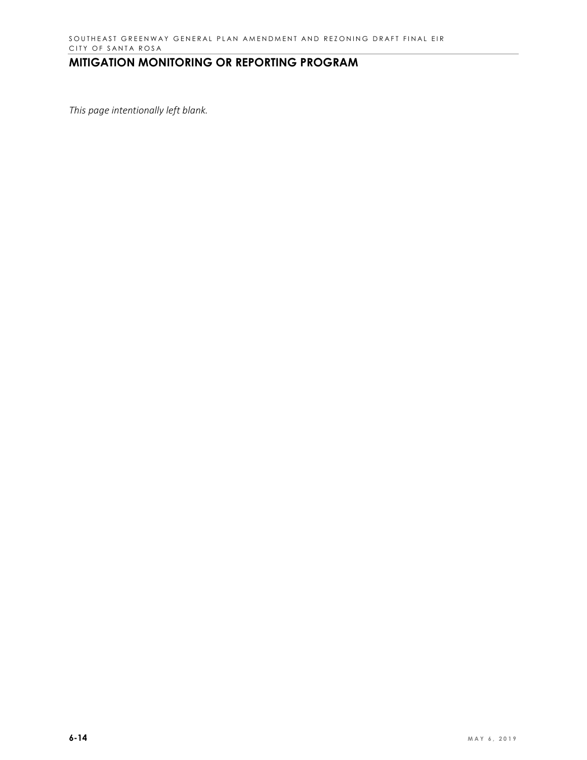## MITIGATION MONITORING OR REPORTING PROGRAM

*This page intentionally left blank.*